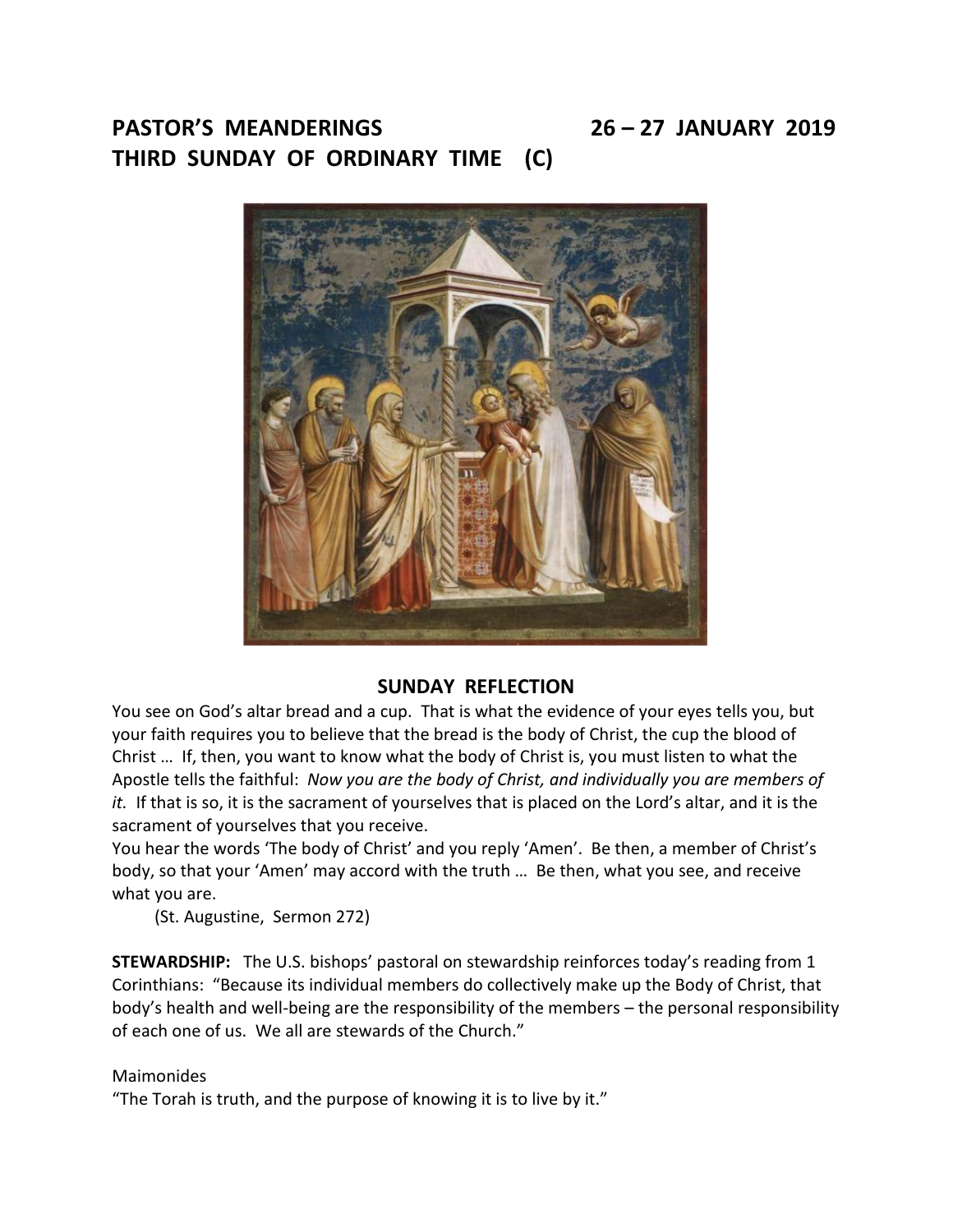# PASTOR'S MEANDERINGS 26 – 27 JANUARY 2019

# THIRD SUNDAY OF ORDINARY TIME (C)

## SUNDAY REFLECTION

You see on God's altar bread and a cup. That is what the evidence of your eyes tells you, but your faith requires you to believe that the bread is the body of Christ, the cup the blood of Christ … If, then, you want to know what the body of Christ is, you must listen to what the Apostle tells the faithful: *Now you are the body of Christ, and individually you are members of it.* If that is so, it is the sacrament of yourselves that is placed on the Lord's altar, and it is the sacrament of yourselves that you receive.

You hear the words 'The body of Christ' and you reply 'Amen'. Be then, a member of Christ's body, so that your 'Amen' may accord with the truth … Be then, what you see, and receive what you are.

(St. Augustine, Sermon 272)

**STEWARDSHIP:** The U.S. bishops' pastoral on stewardship reinforces today's reading from 1 Corinthians: "Because its individual members do collectively make up the Body of Christ, that body's health and well-being are the responsibility of the members – the personal responsibility of each one of us. We all are stewards of the Church."

Maimonides

"The Torah is truth, and the purpose of knowing it is to live by it."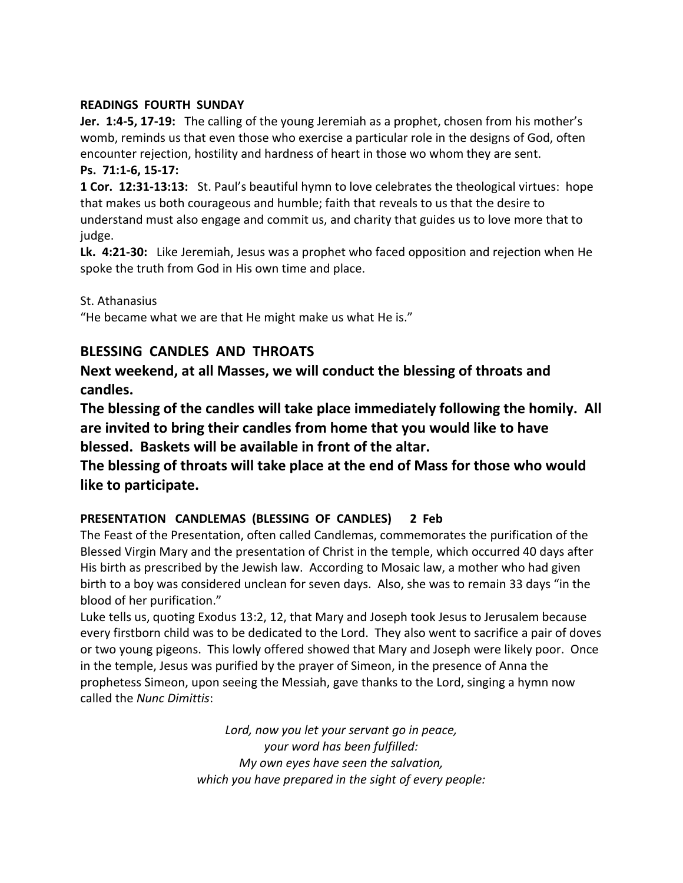**READINGS FOURTH SUNDAY**

**Jer. 1:4-5, 17-19:** The calling of the young Jeremiah as a prophet, chosen from his mother's womb, reminds us that even those who exercise a particular role in the designs of God, often encounter rejection, hostility and hardness of heart in those wo whom they are sent.

**Ps. 71:1-6, 15-17:**

**1 Cor. 12:31-13:13:** St. Paul's beautiful hymn to love celebrates the theological virtues: hope that makes us both courageous and humble; faith that reveals to us that the desire to understand must also engage and commit us, and charity that guides us to love more that to judge.

**Lk. 4:21-30:** Like Jeremiah, Jesus was a prophet who faced opposition and rejection when He spoke the truth from God in His own time and place.

St. Athanasius
"He became what we are that He might make us what He is."

## BLESSING CANDLES AND THROATS

**Next weekend, at all Masses, we will conduct the blessing of throats and candles.**

**The blessing of the candles will take place immediately following the homily. All are invited to bring their candles from home that you would like to have blessed. Baskets will be available in front of the altar.**

**The blessing of throats will take place at the end of Mass for those who would like to participate.**

**PRESENTATION CANDLEMAS (BLESSING OF CANDLES) 2 Feb**

The Feast of the Presentation, often called Candlemas, commemorates the purification of the Blessed Virgin Mary and the presentation of Christ in the temple, which occurred 40 days after His birth as prescribed by the Jewish law. According to Mosaic law, a mother who had given birth to a boy was considered unclean for seven days. Also, she was to remain 33 days "in the blood of her purification."

Luke tells us, quoting Exodus 13:2, 12, that Mary and Joseph took Jesus to Jerusalem because every firstborn child was to be dedicated to the Lord. They also went to sacrifice a pair of doves or two young pigeons. This lowly offered showed that Mary and Joseph were likely poor. Once in the temple, Jesus was purified by the prayer of Simeon, in the presence of Anna the prophetess Simeon, upon seeing the Messiah, gave thanks to the Lord, singing a hymn now called the *Nunc Dimittis*:

*Lord, now you let your servant go in peace,*
*your word has been fulfilled:*
*My own eyes have seen the salvation,*
*which you have prepared in the sight of every people:*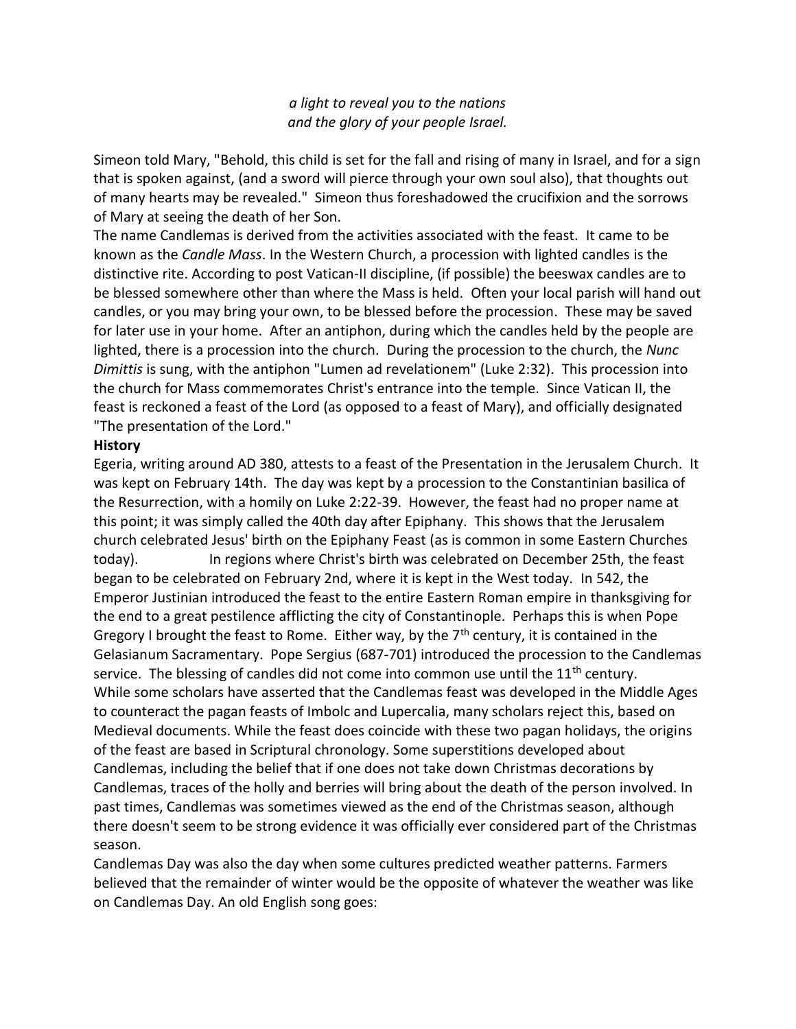*a light to reveal you to the nations*
*and the glory of your people Israel.*

Simeon told Mary, "Behold, this child is set for the fall and rising of many in Israel, and for a sign that is spoken against, (and a sword will pierce through your own soul also), that thoughts out of many hearts may be revealed." Simeon thus foreshadowed the crucifixion and the sorrows of Mary at seeing the death of her Son.

The name Candlemas is derived from the activities associated with the feast. It came to be known as the *Candle Mass*. In the Western Church, a procession with lighted candles is the distinctive rite. According to post Vatican-II discipline, (if possible) the beeswax candles are to be blessed somewhere other than where the Mass is held. Often your local parish will hand out candles, or you may bring your own, to be blessed before the procession. These may be saved for later use in your home. After an antiphon, during which the candles held by the people are lighted, there is a procession into the church. During the procession to the church, the *Nunc Dimittis* is sung, with the antiphon "Lumen ad revelationem" (Luke 2:32). This procession into the church for Mass commemorates Christ's entrance into the temple. Since Vatican II, the feast is reckoned a feast of the Lord (as opposed to a feast of Mary), and officially designated "The presentation of the Lord."

**History**

Egeria, writing around AD 380, attests to a feast of the Presentation in the Jerusalem Church. It was kept on February 14th. The day was kept by a procession to the Constantinian basilica of the Resurrection, with a homily on Luke 2:22-39. However, the feast had no proper name at this point; it was simply called the 40th day after Epiphany. This shows that the Jerusalem church celebrated Jesus' birth on the Epiphany Feast (as is common in some Eastern Churches today). In regions where Christ's birth was celebrated on December 25th, the feast began to be celebrated on February 2nd, where it is kept in the West today. In 542, the Emperor Justinian introduced the feast to the entire Eastern Roman empire in thanksgiving for the end to a great pestilence afflicting the city of Constantinople. Perhaps this is when Pope Gregory I brought the feast to Rome. Either way, by the 7th century, it is contained in the Gelasianum Sacramentary. Pope Sergius (687-701) introduced the procession to the Candlemas service. The blessing of candles did not come into common use until the 11th century.

While some scholars have asserted that the Candlemas feast was developed in the Middle Ages to counteract the pagan feasts of Imbolc and Lupercalia, many scholars reject this, based on Medieval documents. While the feast does coincide with these two pagan holidays, the origins of the feast are based in Scriptural chronology. Some superstitions developed about Candlemas, including the belief that if one does not take down Christmas decorations by Candlemas, traces of the holly and berries will bring about the death of the person involved. In past times, Candlemas was sometimes viewed as the end of the Christmas season, although there doesn't seem to be strong evidence it was officially ever considered part of the Christmas season.

Candlemas Day was also the day when some cultures predicted weather patterns. Farmers believed that the remainder of winter would be the opposite of whatever the weather was like on Candlemas Day. An old English song goes: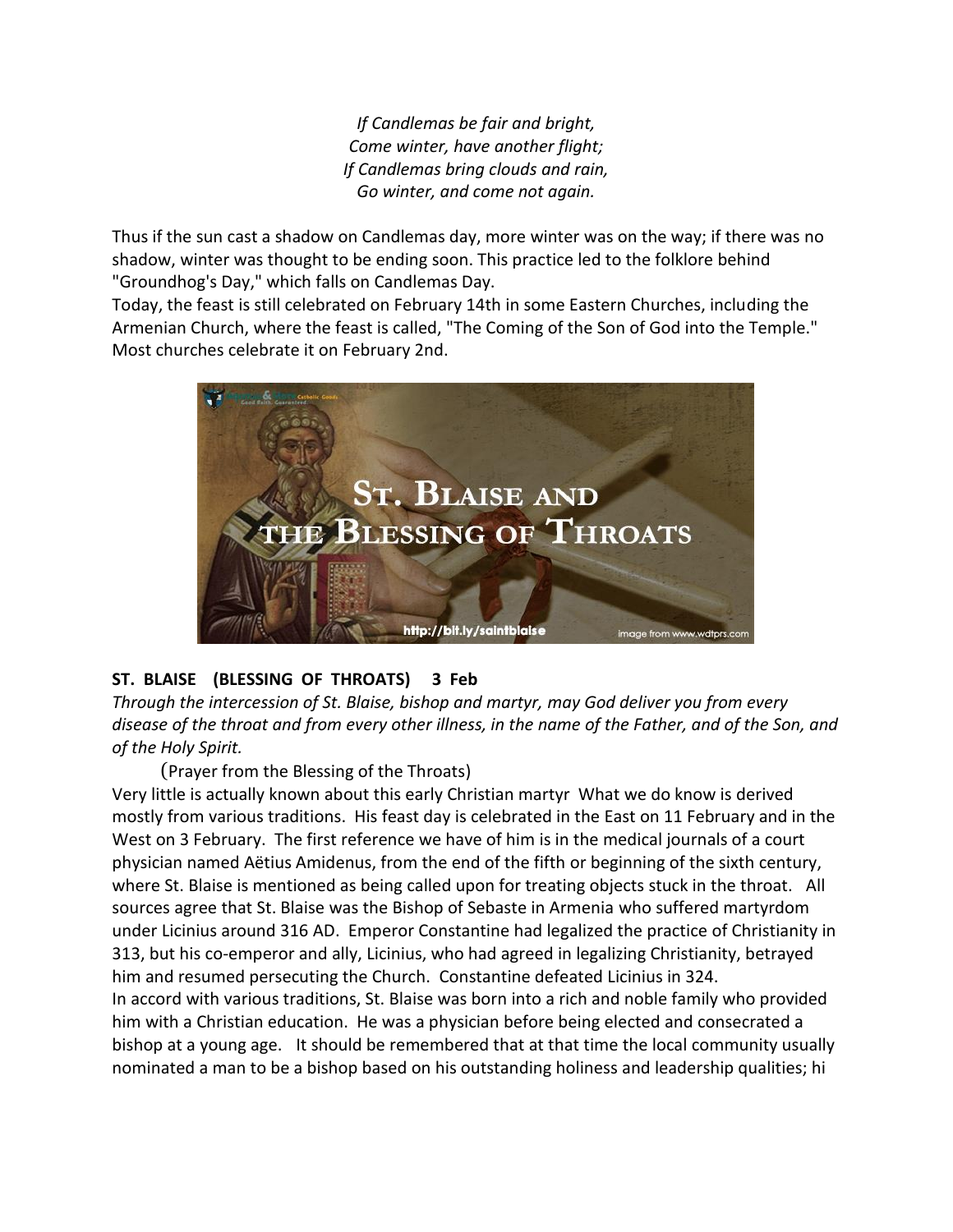*If Candlemas be fair and bright,*
*Come winter, have another flight;*
*If Candlemas bring clouds and rain,*
*Go winter, and come not again.*

Thus if the sun cast a shadow on Candlemas day, more winter was on the way; if there was no shadow, winter was thought to be ending soon. This practice led to the folklore behind "Groundhog's Day," which falls on Candlemas Day.

Today, the feast is still celebrated on February 14th in some Eastern Churches, including the Armenian Church, where the feast is called, "The Coming of the Son of God into the Temple." Most churches celebrate it on February 2nd.

**ST. BLAISE (BLESSING OF THROATS) 3 Feb**

*Through the intercession of St. Blaise, bishop and martyr, may God deliver you from every disease of the throat and from every other illness, in the name of the Father, and of the Son, and of the Holy Spirit.*

(Prayer from the Blessing of the Throats)

Very little is actually known about this early Christian martyr What we do know is derived mostly from various traditions. His feast day is celebrated in the East on 11 February and in the West on 3 February. The first reference we have of him is in the medical journals of a court physician named Aëtius Amidenus, from the end of the fifth or beginning of the sixth century, where St. Blaise is mentioned as being called upon for treating objects stuck in the throat. All sources agree that St. Blaise was the Bishop of Sebaste in Armenia who suffered martyrdom under Licinius around 316 AD. Emperor Constantine had legalized the practice of Christianity in 313, but his co-emperor and ally, Licinius, who had agreed in legalizing Christianity, betrayed him and resumed persecuting the Church. Constantine defeated Licinius in 324.

In accord with various traditions, St. Blaise was born into a rich and noble family who provided him with a Christian education. He was a physician before being elected and consecrated a bishop at a young age. It should be remembered that at that time the local community usually nominated a man to be a bishop based on his outstanding holiness and leadership qualities; hi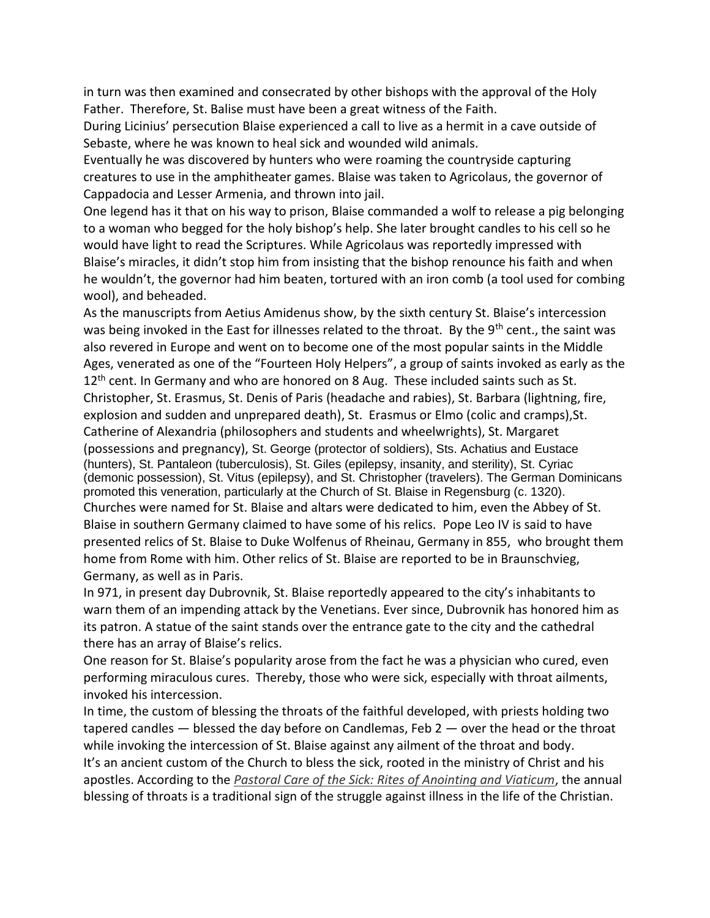in turn was then examined and consecrated by other bishops with the approval of the Holy Father. Therefore, St. Balise must have been a great witness of the Faith.

During Licinius' persecution Blaise experienced a call to live as a hermit in a cave outside of Sebaste, where he was known to heal sick and wounded wild animals.

Eventually he was discovered by hunters who were roaming the countryside capturing creatures to use in the amphitheater games. Blaise was taken to Agricolaus, the governor of Cappadocia and Lesser Armenia, and thrown into jail.

One legend has it that on his way to prison, Blaise commanded a wolf to release a pig belonging to a woman who begged for the holy bishop's help. She later brought candles to his cell so he would have light to read the Scriptures. While Agricolaus was reportedly impressed with Blaise's miracles, it didn't stop him from insisting that the bishop renounce his faith and when he wouldn't, the governor had him beaten, tortured with an iron comb (a tool used for combing wool), and beheaded.

As the manuscripts from Aetius Amidenus show, by the sixth century St. Blaise's intercession was being invoked in the East for illnesses related to the throat. By the 9th cent., the saint was also revered in Europe and went on to become one of the most popular saints in the Middle Ages, venerated as one of the "Fourteen Holy Helpers", a group of saints invoked as early as the 12th cent. In Germany and who are honored on 8 Aug. These included saints such as St. Christopher, St. Erasmus, St. Denis of Paris (headache and rabies), St. Barbara (lightning, fire, explosion and sudden and unprepared death), St. Erasmus or Elmo (colic and cramps),St. Catherine of Alexandria (philosophers and students and wheelwrights), St. Margaret (possessions and pregnancy), St. George (protector of soldiers), Sts. Achatius and Eustace (hunters), St. Pantaleon (tuberculosis), St. Giles (epilepsy, insanity, and sterility), St. Cyriac (demonic possession), St. Vitus (epilepsy), and St. Christopher (travelers). The German Dominicans promoted this veneration, particularly at the Church of St. Blaise in Regensburg (c. 1320). Churches were named for St. Blaise and altars were dedicated to him, even the Abbey of St. Blaise in southern Germany claimed to have some of his relics. Pope Leo IV is said to have presented relics of St. Blaise to Duke Wolfenus of Rheinau, Germany in 855, who brought them home from Rome with him. Other relics of St. Blaise are reported to be in Braunschvieg, Germany, as well as in Paris.

In 971, in present day Dubrovnik, St. Blaise reportedly appeared to the city's inhabitants to warn them of an impending attack by the Venetians. Ever since, Dubrovnik has honored him as its patron. A statue of the saint stands over the entrance gate to the city and the cathedral there has an array of Blaise's relics.

One reason for St. Blaise's popularity arose from the fact he was a physician who cured, even performing miraculous cures. Thereby, those who were sick, especially with throat ailments, invoked his intercession.

In time, the custom of blessing the throats of the faithful developed, with priests holding two tapered candles — blessed the day before on Candlemas, Feb 2 — over the head or the throat while invoking the intercession of St. Blaise against any ailment of the throat and body.

It's an ancient custom of the Church to bless the sick, rooted in the ministry of Christ and his apostles. According to the *Pastoral Care of the Sick: Rites of Anointing and Viaticum*, the annual blessing of throats is a traditional sign of the struggle against illness in the life of the Christian.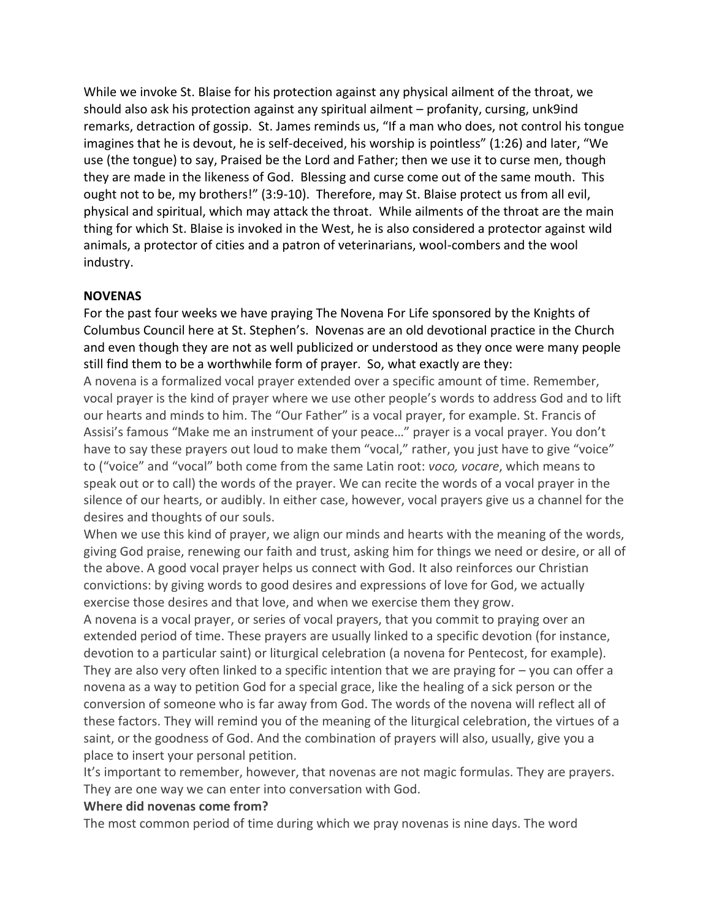While we invoke St. Blaise for his protection against any physical ailment of the throat, we should also ask his protection against any spiritual ailment – profanity, cursing, unk9ind remarks, detraction of gossip. St. James reminds us, "If a man who does, not control his tongue imagines that he is devout, he is self-deceived, his worship is pointless" (1:26) and later, "We use (the tongue) to say, Praised be the Lord and Father; then we use it to curse men, though they are made in the likeness of God. Blessing and curse come out of the same mouth. This ought not to be, my brothers!" (3:9-10). Therefore, may St. Blaise protect us from all evil, physical and spiritual, which may attack the throat. While ailments of the throat are the main thing for which St. Blaise is invoked in the West, he is also considered a protector against wild animals, a protector of cities and a patron of veterinarians, wool-combers and the wool industry.

**NOVENAS**

For the past four weeks we have praying The Novena For Life sponsored by the Knights of Columbus Council here at St. Stephen's. Novenas are an old devotional practice in the Church and even though they are not as well publicized or understood as they once were many people still find them to be a worthwhile form of prayer. So, what exactly are they:

A novena is a formalized vocal prayer extended over a specific amount of time. Remember, vocal prayer is the kind of prayer where we use other people's words to address God and to lift our hearts and minds to him. The "Our Father" is a vocal prayer, for example. St. Francis of Assisi's famous "Make me an instrument of your peace…" prayer is a vocal prayer. You don't have to say these prayers out loud to make them "vocal," rather, you just have to give "voice" to ("voice" and "vocal" both come from the same Latin root: *voco, vocare*, which means to speak out or to call) the words of the prayer. We can recite the words of a vocal prayer in the silence of our hearts, or audibly. In either case, however, vocal prayers give us a channel for the desires and thoughts of our souls.

When we use this kind of prayer, we align our minds and hearts with the meaning of the words, giving God praise, renewing our faith and trust, asking him for things we need or desire, or all of the above. A good vocal prayer helps us connect with God. It also reinforces our Christian convictions: by giving words to good desires and expressions of love for God, we actually exercise those desires and that love, and when we exercise them they grow.

A novena is a vocal prayer, or series of vocal prayers, that you commit to praying over an extended period of time. These prayers are usually linked to a specific devotion (for instance, devotion to a particular saint) or liturgical celebration (a novena for Pentecost, for example). They are also very often linked to a specific intention that we are praying for – you can offer a novena as a way to petition God for a special grace, like the healing of a sick person or the conversion of someone who is far away from God. The words of the novena will reflect all of these factors. They will remind you of the meaning of the liturgical celebration, the virtues of a saint, or the goodness of God. And the combination of prayers will also, usually, give you a place to insert your personal petition.

It's important to remember, however, that novenas are not magic formulas. They are prayers. They are one way we can enter into conversation with God.

**Where did novenas come from?**

The most common period of time during which we pray novenas is nine days. The word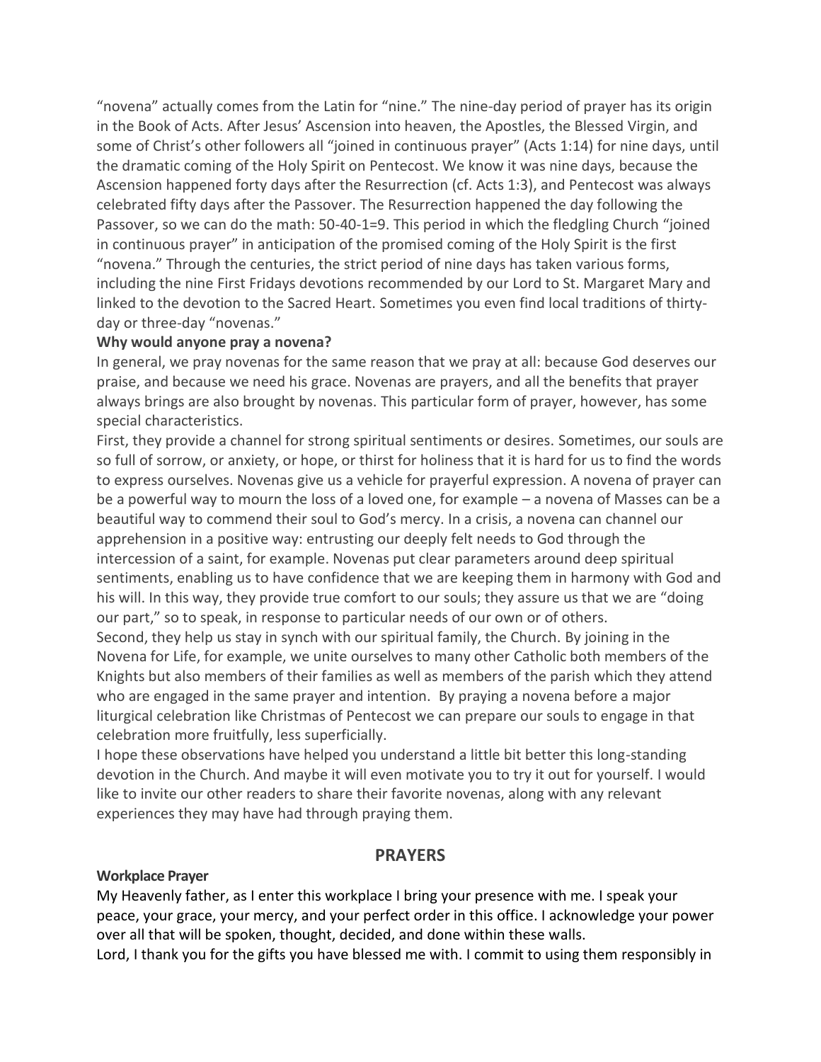"novena" actually comes from the Latin for "nine." The nine-day period of prayer has its origin in the Book of Acts. After Jesus' Ascension into heaven, the Apostles, the Blessed Virgin, and some of Christ's other followers all "joined in continuous prayer" (Acts 1:14) for nine days, until the dramatic coming of the Holy Spirit on Pentecost. We know it was nine days, because the Ascension happened forty days after the Resurrection (cf. Acts 1:3), and Pentecost was always celebrated fifty days after the Passover. The Resurrection happened the day following the Passover, so we can do the math: 50-40-1=9. This period in which the fledgling Church "joined in continuous prayer" in anticipation of the promised coming of the Holy Spirit is the first "novena." Through the centuries, the strict period of nine days has taken various forms, including the nine First Fridays devotions recommended by our Lord to St. Margaret Mary and linked to the devotion to the Sacred Heart. Sometimes you even find local traditions of thirty-day or three-day "novenas."

**Why would anyone pray a novena?**

In general, we pray novenas for the same reason that we pray at all: because God deserves our praise, and because we need his grace. Novenas are prayers, and all the benefits that prayer always brings are also brought by novenas. This particular form of prayer, however, has some special characteristics.

First, they provide a channel for strong spiritual sentiments or desires. Sometimes, our souls are so full of sorrow, or anxiety, or hope, or thirst for holiness that it is hard for us to find the words to express ourselves. Novenas give us a vehicle for prayerful expression. A novena of prayer can be a powerful way to mourn the loss of a loved one, for example – a novena of Masses can be a beautiful way to commend their soul to God's mercy. In a crisis, a novena can channel our apprehension in a positive way: entrusting our deeply felt needs to God through the intercession of a saint, for example. Novenas put clear parameters around deep spiritual sentiments, enabling us to have confidence that we are keeping them in harmony with God and his will. In this way, they provide true comfort to our souls; they assure us that we are "doing our part," so to speak, in response to particular needs of our own or of others.

Second, they help us stay in synch with our spiritual family, the Church. By joining in the Novena for Life, for example, we unite ourselves to many other Catholic both members of the Knights but also members of their families as well as members of the parish which they attend who are engaged in the same prayer and intention. By praying a novena before a major liturgical celebration like Christmas of Pentecost we can prepare our souls to engage in that celebration more fruitfully, less superficially.

I hope these observations have helped you understand a little bit better this long-standing devotion in the Church. And maybe it will even motivate you to try it out for yourself. I would like to invite our other readers to share their favorite novenas, along with any relevant experiences they may have had through praying them.

## PRAYERS

**Workplace Prayer**

My Heavenly father, as I enter this workplace I bring your presence with me. I speak your peace, your grace, your mercy, and your perfect order in this office. I acknowledge your power over all that will be spoken, thought, decided, and done within these walls.

Lord, I thank you for the gifts you have blessed me with. I commit to using them responsibly in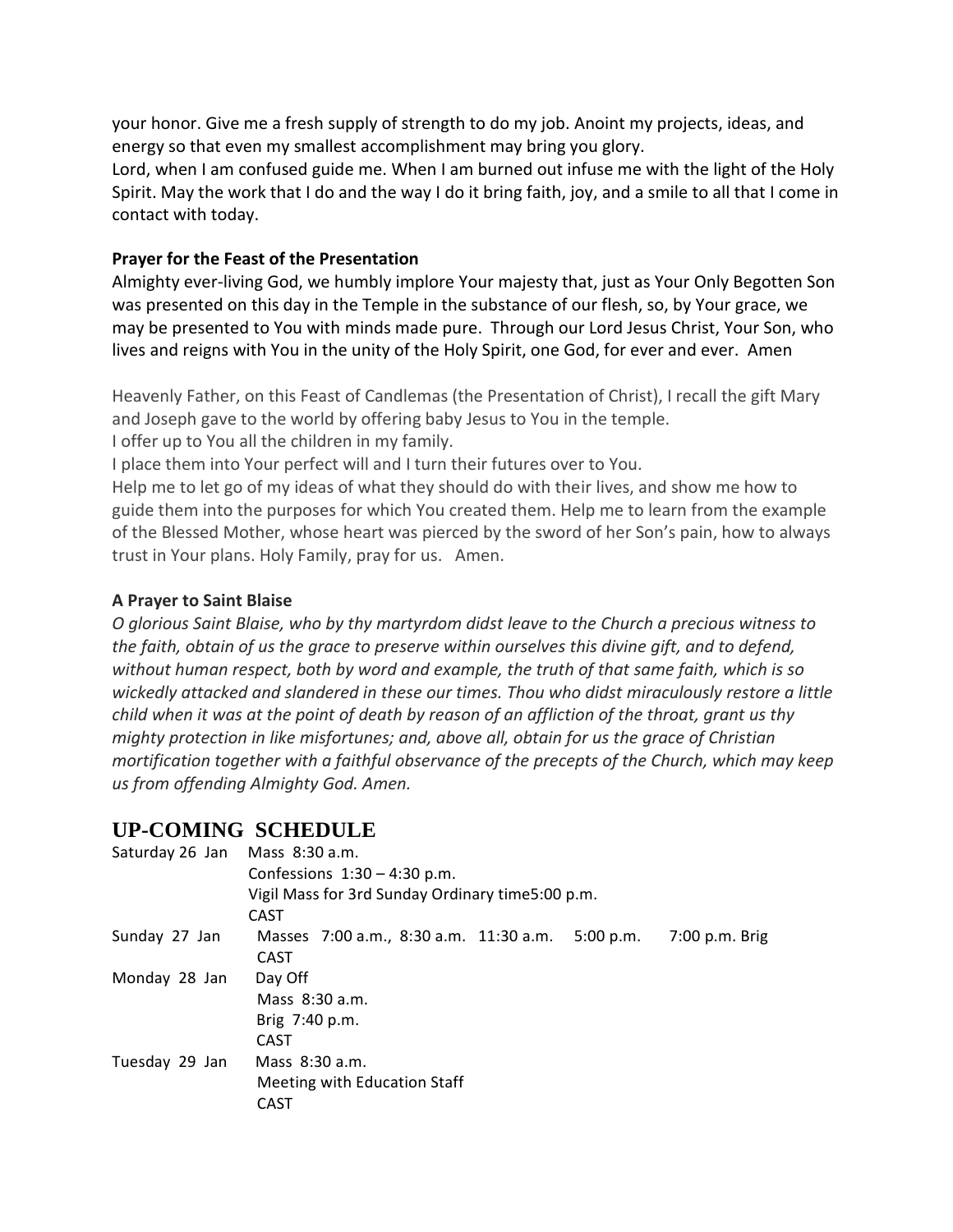your honor. Give me a fresh supply of strength to do my job. Anoint my projects, ideas, and energy so that even my smallest accomplishment may bring you glory.
Lord, when I am confused guide me. When I am burned out infuse me with the light of the Holy Spirit. May the work that I do and the way I do it bring faith, joy, and a smile to all that I come in contact with today.

**Prayer for the Feast of the Presentation**
Almighty ever-living God, we humbly implore Your majesty that, just as Your Only Begotten Son was presented on this day in the Temple in the substance of our flesh, so, by Your grace, we may be presented to You with minds made pure. Through our Lord Jesus Christ, Your Son, who lives and reigns with You in the unity of the Holy Spirit, one God, for ever and ever. Amen

Heavenly Father, on this Feast of Candlemas (the Presentation of Christ), I recall the gift Mary and Joseph gave to the world by offering baby Jesus to You in the temple.
I offer up to You all the children in my family.
I place them into Your perfect will and I turn their futures over to You.
Help me to let go of my ideas of what they should do with their lives, and show me how to guide them into the purposes for which You created them. Help me to learn from the example of the Blessed Mother, whose heart was pierced by the sword of her Son's pain, how to always trust in Your plans. Holy Family, pray for us. Amen.

**A Prayer to Saint Blaise**
*O glorious Saint Blaise, who by thy martyrdom didst leave to the Church a precious witness to the faith, obtain of us the grace to preserve within ourselves this divine gift, and to defend, without human respect, both by word and example, the truth of that same faith, which is so wickedly attacked and slandered in these our times. Thou who didst miraculously restore a little child when it was at the point of death by reason of an affliction of the throat, grant us thy mighty protection in like misfortunes; and, above all, obtain for us the grace of Christian mortification together with a faithful observance of the precepts of the Church, which may keep us from offending Almighty God. Amen.*

## UP-COMING SCHEDULE

| | |
|---|---|
| Saturday 26 Jan | Mass 8:30 a.m.<br>Confessions 1:30 – 4:30 p.m.<br>Vigil Mass for 3rd Sunday Ordinary time5:00 p.m.<br>CAST |
| Sunday 27 Jan | Masses 7:00 a.m., 8:30 a.m. 11:30 a.m. 5:00 p.m. 7:00 p.m. Brig<br>CAST |
| Monday 28 Jan | Day Off<br>Mass 8:30 a.m.<br>Brig 7:40 p.m.<br>CAST |
| Tuesday 29 Jan | Mass 8:30 a.m.<br>Meeting with Education Staff<br>CAST |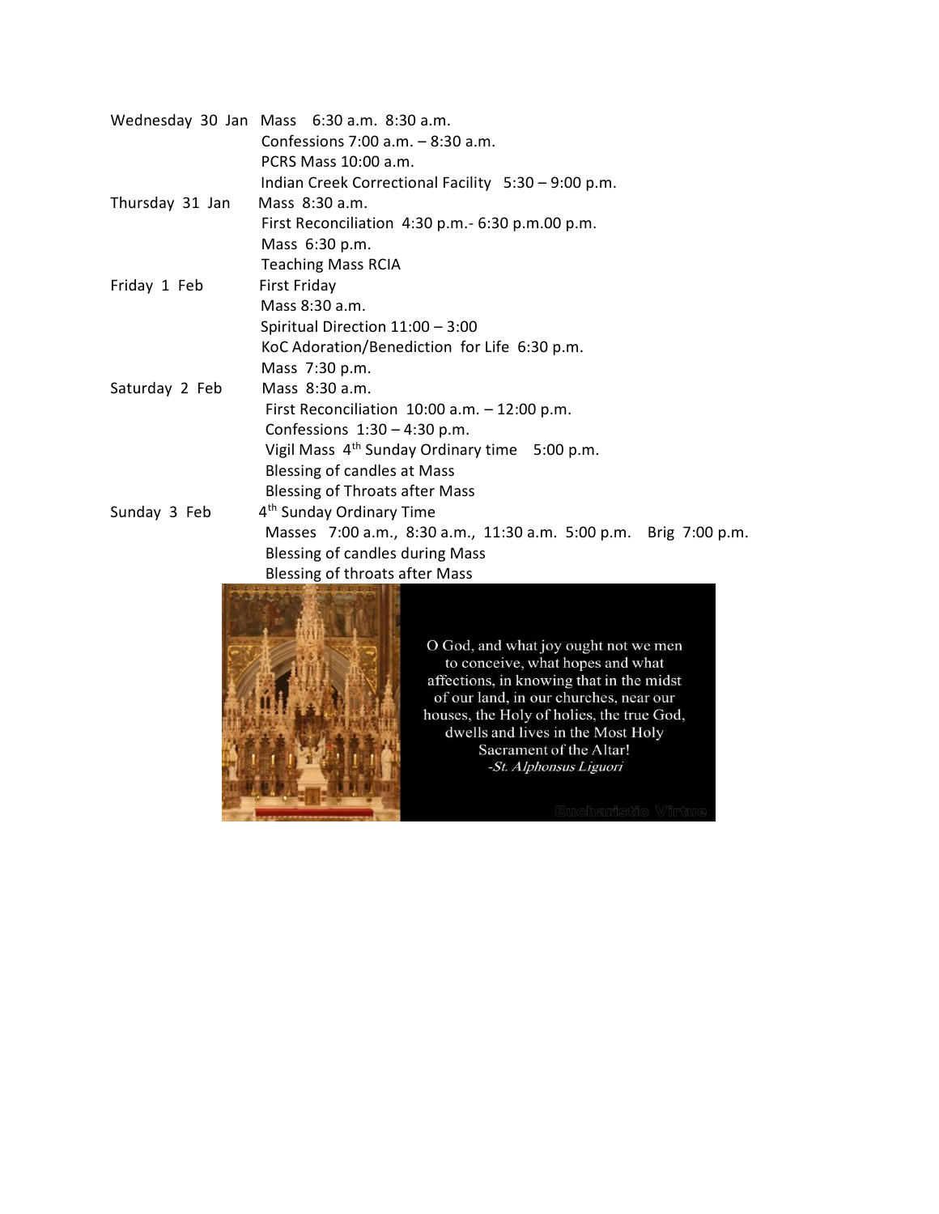| | |
|---|---|
| Wednesday 30 Jan | Mass 6:30 a.m. 8:30 a.m. |
| | Confessions 7:00 a.m. – 8:30 a.m. |
| | PCRS Mass 10:00 a.m. |
| | Indian Creek Correctional Facility 5:30 – 9:00 p.m. |
| Thursday 31 Jan | Mass 8:30 a.m. |
| | First Reconciliation 4:30 p.m.- 6:30 p.m.00 p.m. |
| | Mass 6:30 p.m. |
| | Teaching Mass RCIA |
| Friday 1 Feb | First Friday |
| | Mass 8:30 a.m. |
| | Spiritual Direction 11:00 – 3:00 |
| | KoC Adoration/Benediction for Life 6:30 p.m. |
| | Mass 7:30 p.m. |
| Saturday 2 Feb | Mass 8:30 a.m. |
| | First Reconciliation 10:00 a.m. – 12:00 p.m. |
| | Confessions 1:30 – 4:30 p.m. |
| | Vigil Mass 4th Sunday Ordinary time 5:00 p.m. |
| | Blessing of candles at Mass |
| | Blessing of Throats after Mass |
| Sunday 3 Feb | 4th Sunday Ordinary Time |
| | Masses 7:00 a.m., 8:30 a.m., 11:30 a.m. 5:00 p.m. Brig 7:00 p.m. |
| | Blessing of candles during Mass |
| | Blessing of throats after Mass |

O God, and what joy ought not we men to conceive, what hopes and what affections, in knowing that in the midst of our land, in our churches, near our houses, the Holy of holies, the true God, dwells and lives in the Most Holy Sacrament of the Altar!
*-St. Alphonsus Liguori*

Eucharistic Virtue